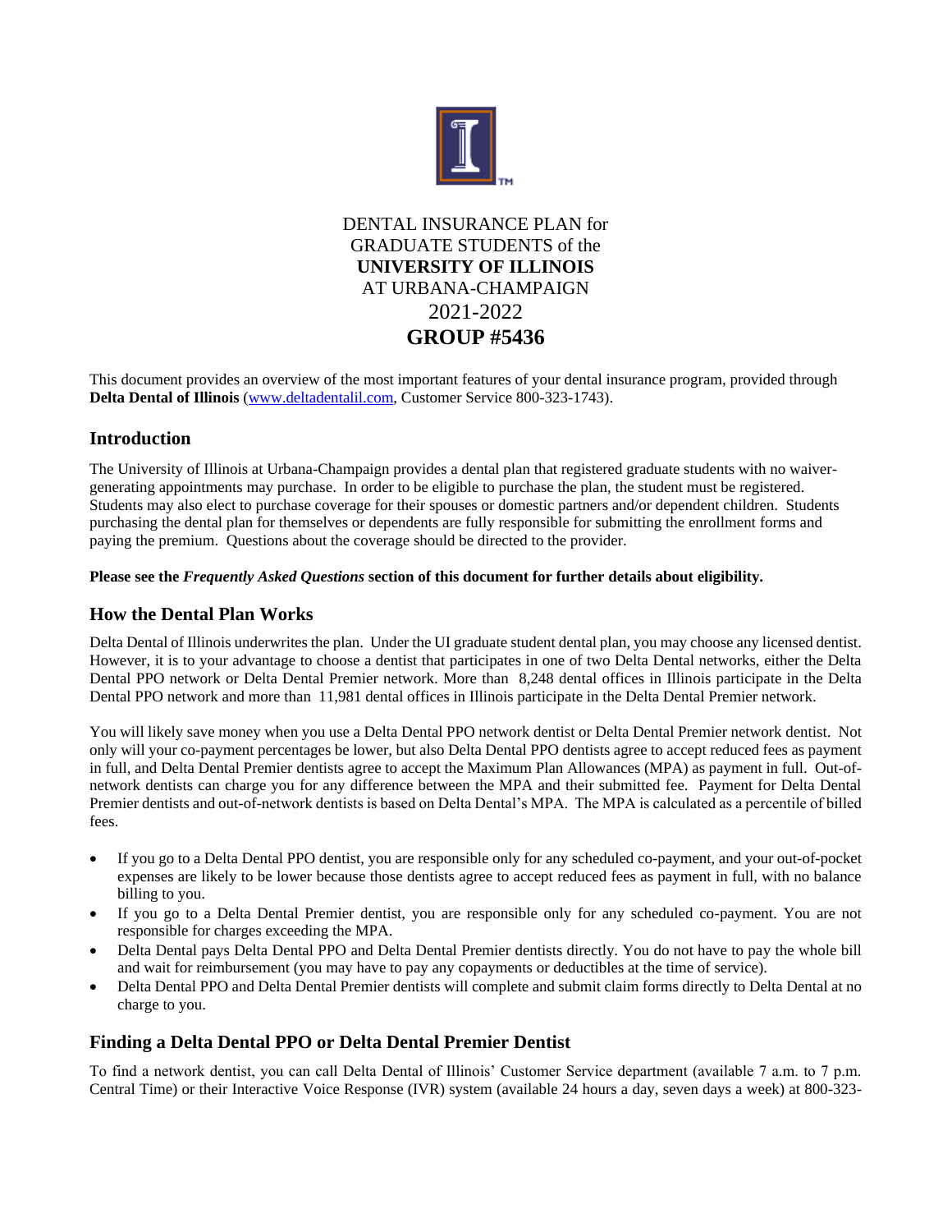DENTAL INSURANCE PLAN for
GRADUATE STUDENTS of the
**UNIVERSITY OF ILLINOIS**
AT URBANA-CHAMPAIGN
2021-2022
**GROUP #5436**

This document provides an overview of the most important features of your dental insurance program, provided through **Delta Dental of Illinois** (www.deltadentalil.com, Customer Service 800-323-1743).

## Introduction

The University of Illinois at Urbana-Champaign provides a dental plan that registered graduate students with no waiver-generating appointments may purchase. In order to be eligible to purchase the plan, the student must be registered. Students may also elect to purchase coverage for their spouses or domestic partners and/or dependent children. Students purchasing the dental plan for themselves or dependents are fully responsible for submitting the enrollment forms and paying the premium. Questions about the coverage should be directed to the provider.

**Please see the *Frequently Asked Questions* section of this document for further details about eligibility.**

## How the Dental Plan Works

Delta Dental of Illinois underwrites the plan. Under the UI graduate student dental plan, you may choose any licensed dentist. However, it is to your advantage to choose a dentist that participates in one of two Delta Dental networks, either the Delta Dental PPO network or Delta Dental Premier network. More than 8,248 dental offices in Illinois participate in the Delta Dental PPO network and more than 11,981 dental offices in Illinois participate in the Delta Dental Premier network.

You will likely save money when you use a Delta Dental PPO network dentist or Delta Dental Premier network dentist. Not only will your co-payment percentages be lower, but also Delta Dental PPO dentists agree to accept reduced fees as payment in full, and Delta Dental Premier dentists agree to accept the Maximum Plan Allowances (MPA) as payment in full. Out-of-network dentists can charge you for any difference between the MPA and their submitted fee. Payment for Delta Dental Premier dentists and out-of-network dentists is based on Delta Dental's MPA. The MPA is calculated as a percentile of billed fees.

- If you go to a Delta Dental PPO dentist, you are responsible only for any scheduled co-payment, and your out-of-pocket expenses are likely to be lower because those dentists agree to accept reduced fees as payment in full, with no balance billing to you.
- If you go to a Delta Dental Premier dentist, you are responsible only for any scheduled co-payment. You are not responsible for charges exceeding the MPA.
- Delta Dental pays Delta Dental PPO and Delta Dental Premier dentists directly. You do not have to pay the whole bill and wait for reimbursement (you may have to pay any copayments or deductibles at the time of service).
- Delta Dental PPO and Delta Dental Premier dentists will complete and submit claim forms directly to Delta Dental at no charge to you.

## Finding a Delta Dental PPO or Delta Dental Premier Dentist

To find a network dentist, you can call Delta Dental of Illinois' Customer Service department (available 7 a.m. to 7 p.m. Central Time) or their Interactive Voice Response (IVR) system (available 24 hours a day, seven days a week) at 800-323-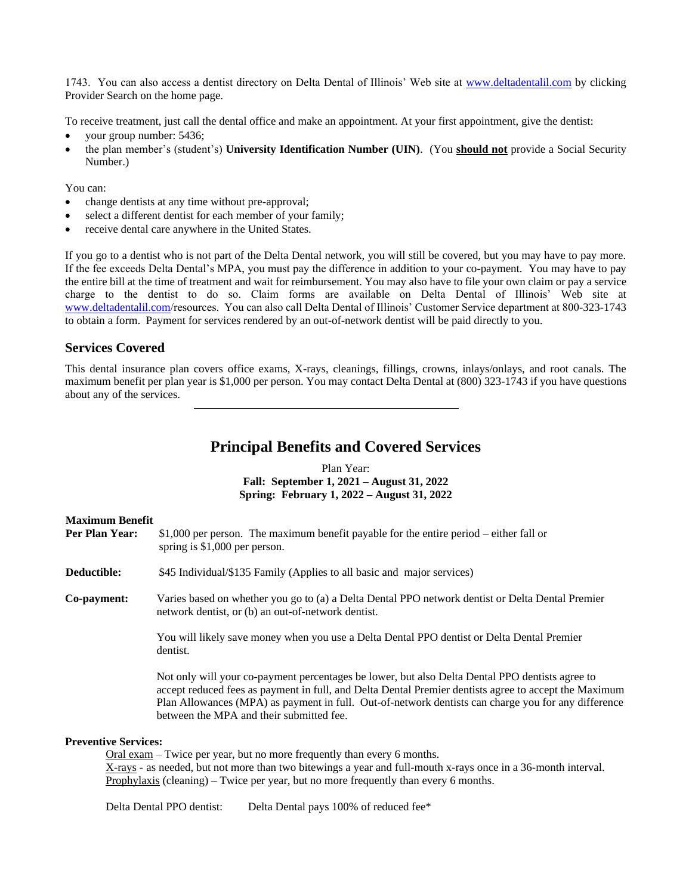1743. You can also access a dentist directory on Delta Dental of Illinois' Web site at [www.deltadentalil.com](www.deltadentalil.com) by clicking Provider Search on the home page.

To receive treatment, just call the dental office and make an appointment. At your first appointment, give the dentist:

- your group number: 5436;
- the plan member's (student's) **University Identification Number (UIN)**. (You **should not** provide a Social Security Number.)

You can:

- change dentists at any time without pre-approval;
- select a different dentist for each member of your family;
- receive dental care anywhere in the United States.

If you go to a dentist who is not part of the Delta Dental network, you will still be covered, but you may have to pay more. If the fee exceeds Delta Dental's MPA, you must pay the difference in addition to your co-payment. You may have to pay the entire bill at the time of treatment and wait for reimbursement. You may also have to file your own claim or pay a service charge to the dentist to do so. Claim forms are available on Delta Dental of Illinois' Web site at [www.deltadentalil.com](www.deltadentalil.com)/resources. You can also call Delta Dental of Illinois' Customer Service department at 800-323-1743 to obtain a form. Payment for services rendered by an out-of-network dentist will be paid directly to you.

## Services Covered

This dental insurance plan covers office exams, X-rays, cleanings, fillings, crowns, inlays/onlays, and root canals. The maximum benefit per plan year is $1,000 per person. You may contact Delta Dental at (800) 323-1743 if you have questions about any of the services.

---

# Principal Benefits and Covered Services

Plan Year:
**Fall: September 1, 2021 – August 31, 2022**
**Spring: February 1, 2022 – August 31, 2022**

**Maximum Benefit Per Plan Year:** $1,000 per person. The maximum benefit payable for the entire period – either fall or spring is $1,000 per person.

**Deductible:** $45 Individual/$135 Family (Applies to all basic and major services)

**Co-payment:** Varies based on whether you go to (a) a Delta Dental PPO network dentist or Delta Dental Premier network dentist, or (b) an out-of-network dentist.

You will likely save money when you use a Delta Dental PPO dentist or Delta Dental Premier dentist.

Not only will your co-payment percentages be lower, but also Delta Dental PPO dentists agree to accept reduced fees as payment in full, and Delta Dental Premier dentists agree to accept the Maximum Plan Allowances (MPA) as payment in full. Out-of-network dentists can charge you for any difference between the MPA and their submitted fee.

**Preventive Services:**

Oral exam – Twice per year, but no more frequently than every 6 months.
X-rays - as needed, but not more than two bitewings a year and full-mouth x-rays once in a 36-month interval.
Prophylaxis (cleaning) – Twice per year, but no more frequently than every 6 months.

Delta Dental PPO dentist: Delta Dental pays 100% of reduced fee*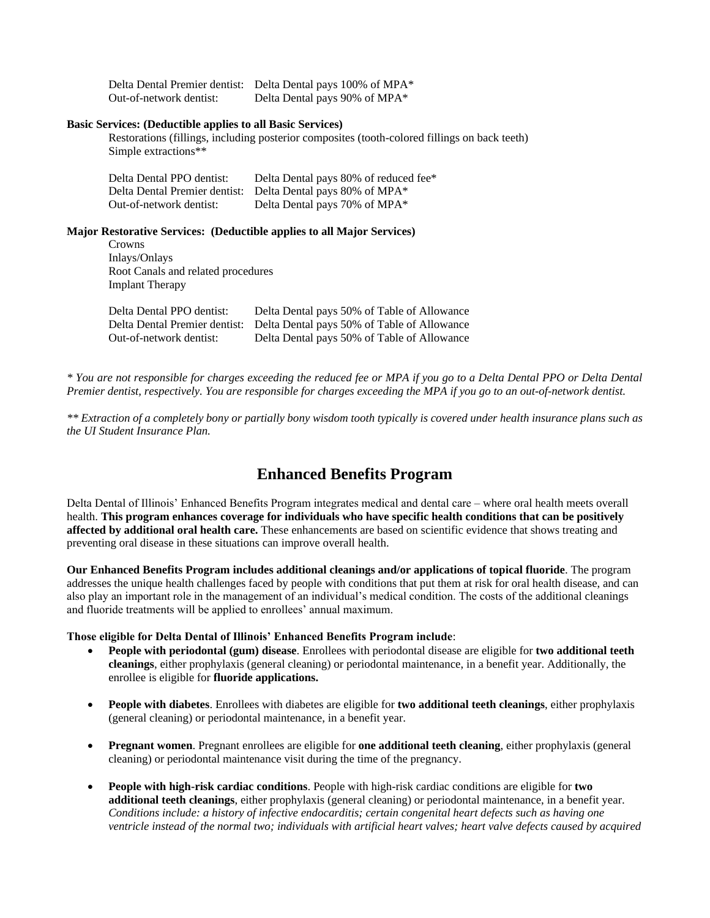| | |
|---|---|
| Delta Dental Premier dentist: | Delta Dental pays 100% of MPA* |
| Out-of-network dentist: | Delta Dental pays 90% of MPA* |

**Basic Services: (Deductible applies to all Basic Services)**

Restorations (fillings, including posterior composites (tooth-colored fillings on back teeth)
Simple extractions**

| | |
|---|---|
| Delta Dental PPO dentist: | Delta Dental pays 80% of reduced fee* |
| Delta Dental Premier dentist: | Delta Dental pays 80% of MPA* |
| Out-of-network dentist: | Delta Dental pays 70% of MPA* |

**Major Restorative Services: (Deductible applies to all Major Services)**

Crowns
Inlays/Onlays
Root Canals and related procedures
Implant Therapy

| | |
|---|---|
| Delta Dental PPO dentist: | Delta Dental pays 50% of Table of Allowance |
| Delta Dental Premier dentist: | Delta Dental pays 50% of Table of Allowance |
| Out-of-network dentist: | Delta Dental pays 50% of Table of Allowance |

*\* You are not responsible for charges exceeding the reduced fee or MPA if you go to a Delta Dental PPO or Delta Dental Premier dentist, respectively. You are responsible for charges exceeding the MPA if you go to an out-of-network dentist.*

*\*\* Extraction of a completely bony or partially bony wisdom tooth typically is covered under health insurance plans such as the UI Student Insurance Plan.*

## Enhanced Benefits Program

Delta Dental of Illinois' Enhanced Benefits Program integrates medical and dental care – where oral health meets overall health. **This program enhances coverage for individuals who have specific health conditions that can be positively affected by additional oral health care.** These enhancements are based on scientific evidence that shows treating and preventing oral disease in these situations can improve overall health.

**Our Enhanced Benefits Program includes additional cleanings and/or applications of topical fluoride**. The program addresses the unique health challenges faced by people with conditions that put them at risk for oral health disease, and can also play an important role in the management of an individual's medical condition. The costs of the additional cleanings and fluoride treatments will be applied to enrollees' annual maximum.

**Those eligible for Delta Dental of Illinois' Enhanced Benefits Program include**:

- **People with periodontal (gum) disease**. Enrollees with periodontal disease are eligible for **two additional teeth cleanings**, either prophylaxis (general cleaning) or periodontal maintenance, in a benefit year. Additionally, the enrollee is eligible for **fluoride applications.**

- **People with diabetes**. Enrollees with diabetes are eligible for **two additional teeth cleanings**, either prophylaxis (general cleaning) or periodontal maintenance, in a benefit year.

- **Pregnant women**. Pregnant enrollees are eligible for **one additional teeth cleaning**, either prophylaxis (general cleaning) or periodontal maintenance visit during the time of the pregnancy.

- **People with high-risk cardiac conditions**. People with high-risk cardiac conditions are eligible for **two additional teeth cleanings**, either prophylaxis (general cleaning) or periodontal maintenance, in a benefit year. *Conditions include: a history of infective endocarditis; certain congenital heart defects such as having one ventricle instead of the normal two; individuals with artificial heart valves; heart valve defects caused by acquired*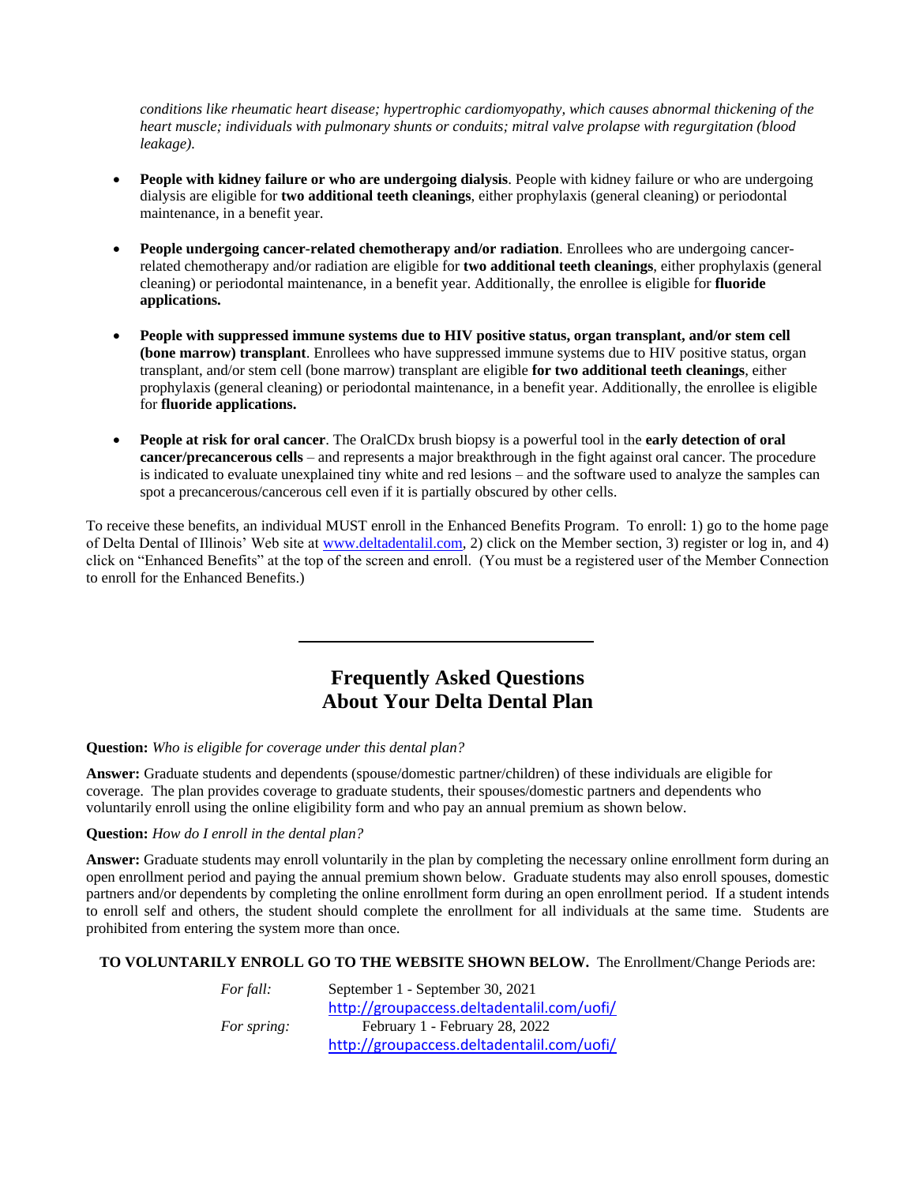*conditions like rheumatic heart disease; hypertrophic cardiomyopathy, which causes abnormal thickening of the heart muscle; individuals with pulmonary shunts or conduits; mitral valve prolapse with regurgitation (blood leakage).*

- **People with kidney failure or who are undergoing dialysis**. People with kidney failure or who are undergoing dialysis are eligible for **two additional teeth cleanings**, either prophylaxis (general cleaning) or periodontal maintenance, in a benefit year.

- **People undergoing cancer-related chemotherapy and/or radiation**. Enrollees who are undergoing cancer-related chemotherapy and/or radiation are eligible for **two additional teeth cleanings**, either prophylaxis (general cleaning) or periodontal maintenance, in a benefit year. Additionally, the enrollee is eligible for **fluoride applications.**

- **People with suppressed immune systems due to HIV positive status, organ transplant, and/or stem cell (bone marrow) transplant**. Enrollees who have suppressed immune systems due to HIV positive status, organ transplant, and/or stem cell (bone marrow) transplant are eligible **for two additional teeth cleanings**, either prophylaxis (general cleaning) or periodontal maintenance, in a benefit year. Additionally, the enrollee is eligible for **fluoride applications.**

- **People at risk for oral cancer**. The OralCDx brush biopsy is a powerful tool in the **early detection of oral cancer/precancerous cells** – and represents a major breakthrough in the fight against oral cancer. The procedure is indicated to evaluate unexplained tiny white and red lesions – and the software used to analyze the samples can spot a precancerous/cancerous cell even if it is partially obscured by other cells.

To receive these benefits, an individual MUST enroll in the Enhanced Benefits Program. To enroll: 1) go to the home page of Delta Dental of Illinois' Web site at www.deltadentalil.com, 2) click on the Member section, 3) register or log in, and 4) click on "Enhanced Benefits" at the top of the screen and enroll. (You must be a registered user of the Member Connection to enroll for the Enhanced Benefits.)

---

## Frequently Asked Questions About Your Delta Dental Plan

**Question:** *Who is eligible for coverage under this dental plan?*

**Answer:** Graduate students and dependents (spouse/domestic partner/children) of these individuals are eligible for coverage. The plan provides coverage to graduate students, their spouses/domestic partners and dependents who voluntarily enroll using the online eligibility form and who pay an annual premium as shown below.

**Question:** *How do I enroll in the dental plan?*

**Answer:** Graduate students may enroll voluntarily in the plan by completing the necessary online enrollment form during an open enrollment period and paying the annual premium shown below. Graduate students may also enroll spouses, domestic partners and/or dependents by completing the online enrollment form during an open enrollment period. If a student intends to enroll self and others, the student should complete the enrollment for all individuals at the same time. Students are prohibited from entering the system more than once.

**TO VOLUNTARILY ENROLL GO TO THE WEBSITE SHOWN BELOW.** The Enrollment/Change Periods are:

*For fall:* September 1 - September 30, 2021
http://groupaccess.deltadentalil.com/uofi/

*For spring:* February 1 - February 28, 2022
http://groupaccess.deltadentalil.com/uofi/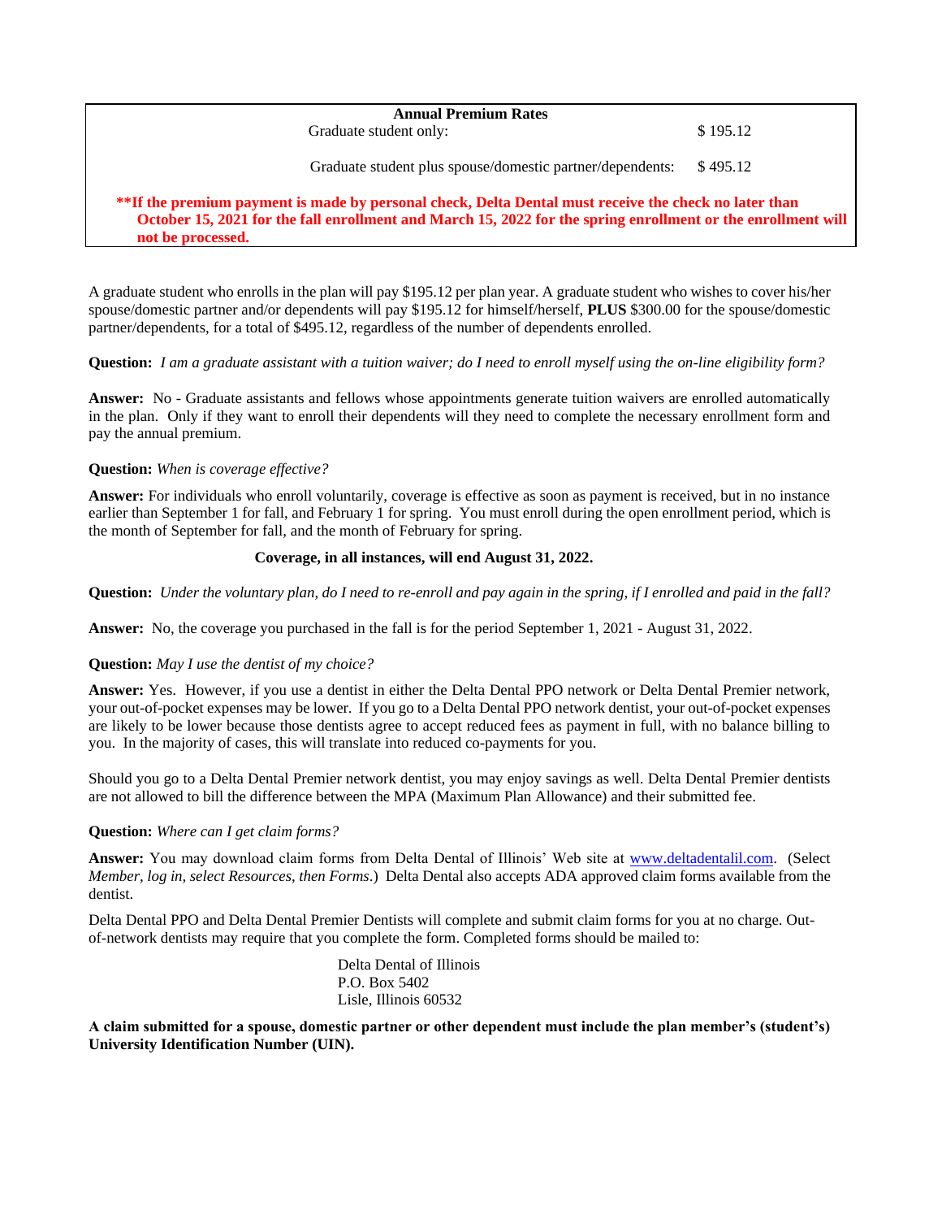| Annual Premium Rates | |
|---|---|
| Graduate student only: | $ 195.12 |
| Graduate student plus spouse/domestic partner/dependents: | $ 495.12 |

**\*\*If the premium payment is made by personal check, Delta Dental must receive the check no later than October 15, 2021 for the fall enrollment and March 15, 2022 for the spring enrollment or the enrollment will not be processed.**

A graduate student who enrolls in the plan will pay $195.12 per plan year. A graduate student who wishes to cover his/her spouse/domestic partner and/or dependents will pay $195.12 for himself/herself, **PLUS** $300.00 for the spouse/domestic partner/dependents, for a total of $495.12, regardless of the number of dependents enrolled.

**Question:** *I am a graduate assistant with a tuition waiver; do I need to enroll myself using the on-line eligibility form?*

**Answer:** No - Graduate assistants and fellows whose appointments generate tuition waivers are enrolled automatically in the plan. Only if they want to enroll their dependents will they need to complete the necessary enrollment form and pay the annual premium.

**Question:** *When is coverage effective?*

**Answer:** For individuals who enroll voluntarily, coverage is effective as soon as payment is received, but in no instance earlier than September 1 for fall, and February 1 for spring. You must enroll during the open enrollment period, which is the month of September for fall, and the month of February for spring.

**Coverage, in all instances, will end August 31, 2022.**

**Question:** *Under the voluntary plan, do I need to re-enroll and pay again in the spring, if I enrolled and paid in the fall?*

**Answer:** No, the coverage you purchased in the fall is for the period September 1, 2021 - August 31, 2022.

**Question:** *May I use the dentist of my choice?*

**Answer:** Yes. However, if you use a dentist in either the Delta Dental PPO network or Delta Dental Premier network, your out-of-pocket expenses may be lower. If you go to a Delta Dental PPO network dentist, your out-of-pocket expenses are likely to be lower because those dentists agree to accept reduced fees as payment in full, with no balance billing to you. In the majority of cases, this will translate into reduced co-payments for you.

Should you go to a Delta Dental Premier network dentist, you may enjoy savings as well. Delta Dental Premier dentists are not allowed to bill the difference between the MPA (Maximum Plan Allowance) and their submitted fee.

**Question:** *Where can I get claim forms?*

**Answer:** You may download claim forms from Delta Dental of Illinois' Web site at www.deltadentalil.com. (Select *Member, log in, select Resources, then Forms*.) Delta Dental also accepts ADA approved claim forms available from the dentist.

Delta Dental PPO and Delta Dental Premier Dentists will complete and submit claim forms for you at no charge. Out-of-network dentists may require that you complete the form. Completed forms should be mailed to:

Delta Dental of Illinois
P.O. Box 5402
Lisle, Illinois 60532

**A claim submitted for a spouse, domestic partner or other dependent must include the plan member's (student's) University Identification Number (UIN).**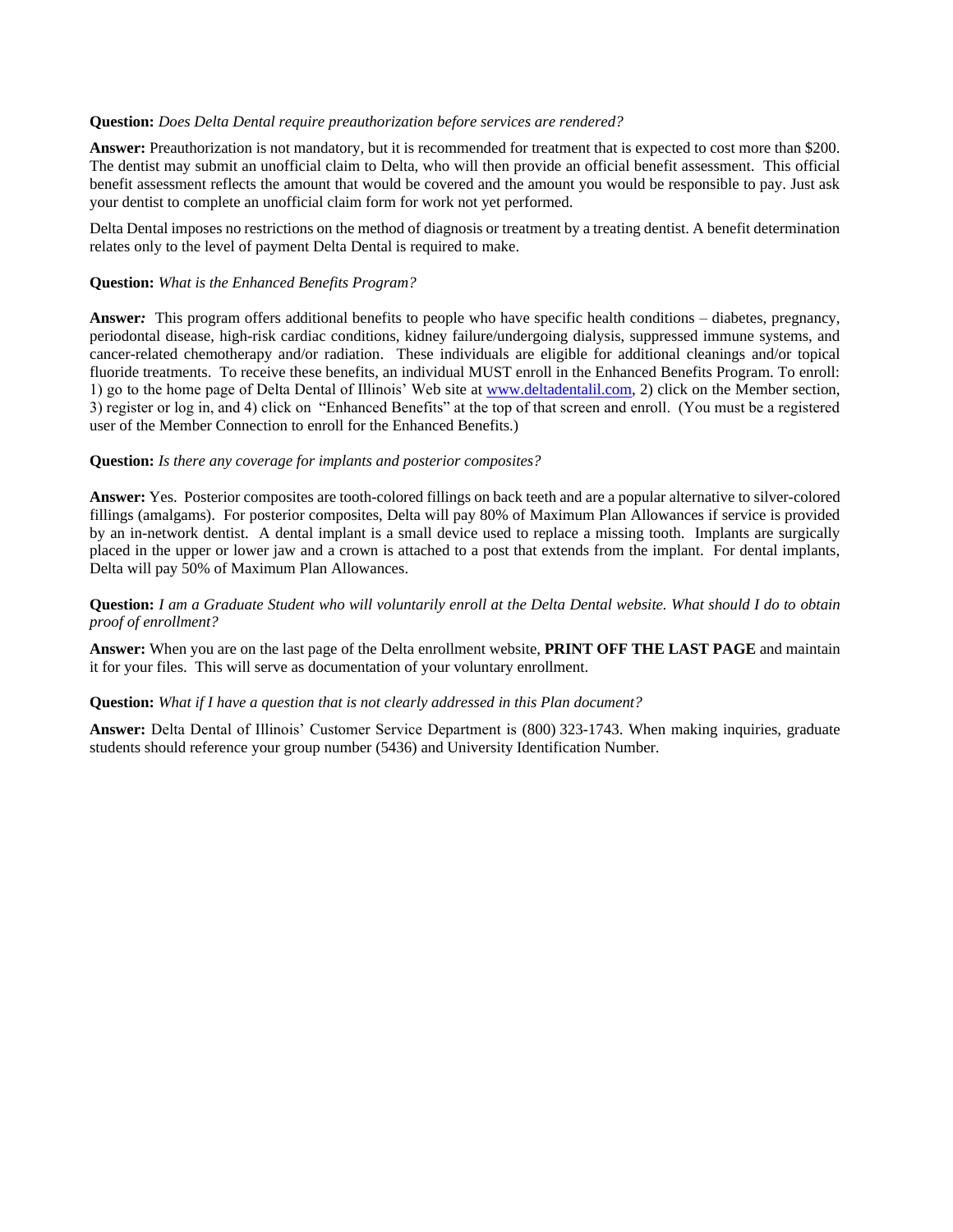**Question:** *Does Delta Dental require preauthorization before services are rendered?*

**Answer:** Preauthorization is not mandatory, but it is recommended for treatment that is expected to cost more than $200. The dentist may submit an unofficial claim to Delta, who will then provide an official benefit assessment. This official benefit assessment reflects the amount that would be covered and the amount you would be responsible to pay. Just ask your dentist to complete an unofficial claim form for work not yet performed.

Delta Dental imposes no restrictions on the method of diagnosis or treatment by a treating dentist. A benefit determination relates only to the level of payment Delta Dental is required to make.

**Question:** *What is the Enhanced Benefits Program?*

**Answer:** This program offers additional benefits to people who have specific health conditions – diabetes, pregnancy, periodontal disease, high-risk cardiac conditions, kidney failure/undergoing dialysis, suppressed immune systems, and cancer-related chemotherapy and/or radiation. These individuals are eligible for additional cleanings and/or topical fluoride treatments. To receive these benefits, an individual MUST enroll in the Enhanced Benefits Program. To enroll: 1) go to the home page of Delta Dental of Illinois' Web site at www.deltadentalil.com, 2) click on the Member section, 3) register or log in, and 4) click on "Enhanced Benefits" at the top of that screen and enroll. (You must be a registered user of the Member Connection to enroll for the Enhanced Benefits.)

**Question:** *Is there any coverage for implants and posterior composites?*

**Answer:** Yes. Posterior composites are tooth-colored fillings on back teeth and are a popular alternative to silver-colored fillings (amalgams). For posterior composites, Delta will pay 80% of Maximum Plan Allowances if service is provided by an in-network dentist. A dental implant is a small device used to replace a missing tooth. Implants are surgically placed in the upper or lower jaw and a crown is attached to a post that extends from the implant. For dental implants, Delta will pay 50% of Maximum Plan Allowances.

**Question:** *I am a Graduate Student who will voluntarily enroll at the Delta Dental website. What should I do to obtain proof of enrollment?*

**Answer:** When you are on the last page of the Delta enrollment website, **PRINT OFF THE LAST PAGE** and maintain it for your files. This will serve as documentation of your voluntary enrollment.

**Question:** *What if I have a question that is not clearly addressed in this Plan document?*

**Answer:** Delta Dental of Illinois' Customer Service Department is (800) 323-1743. When making inquiries, graduate students should reference your group number (5436) and University Identification Number.